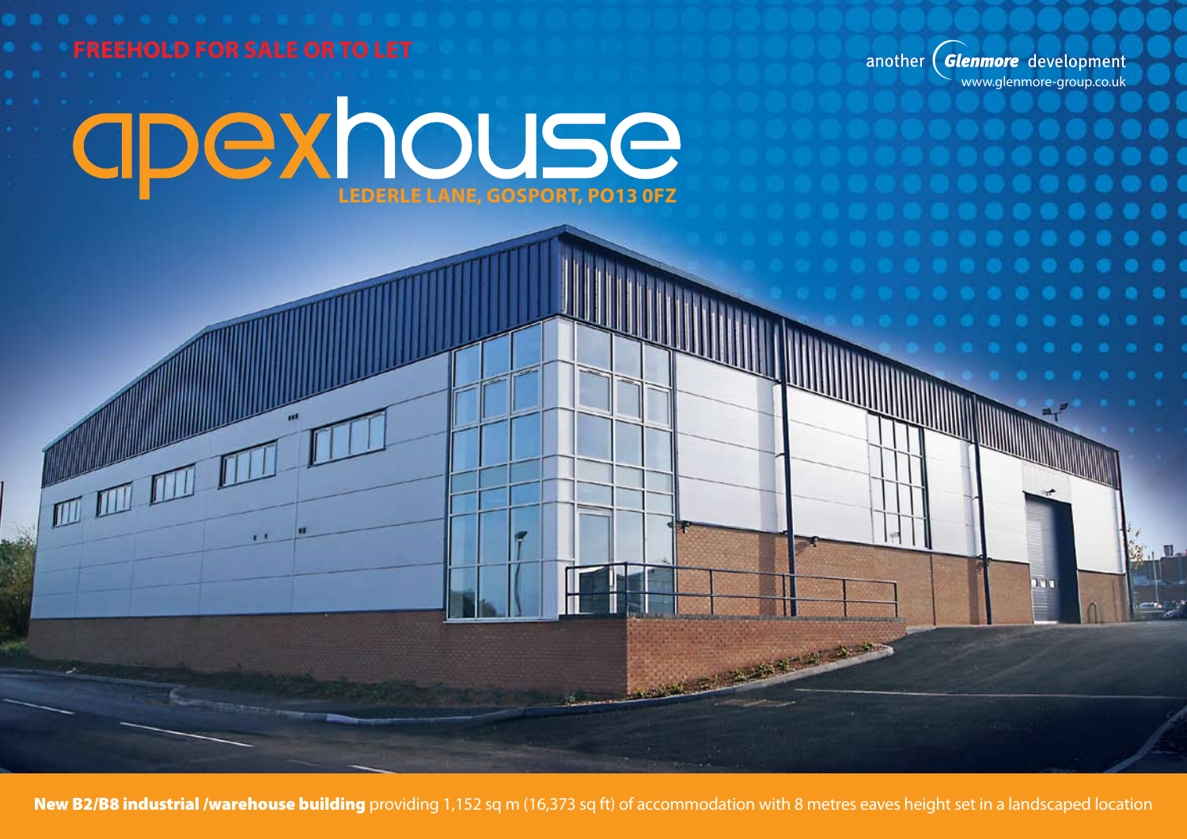**FREEHOLD FOR SALE OR TO LET**

another *Glenmore* development
www.glenmore-group.co.uk

# apexhouse

## LEDERLE LANE, GOSPORT, PO13 0FZ

**New B2/B8 industrial /warehouse building** providing 1,152 sq m (16,373 sq ft) of accommodation with 8 metres eaves height set in a landscaped location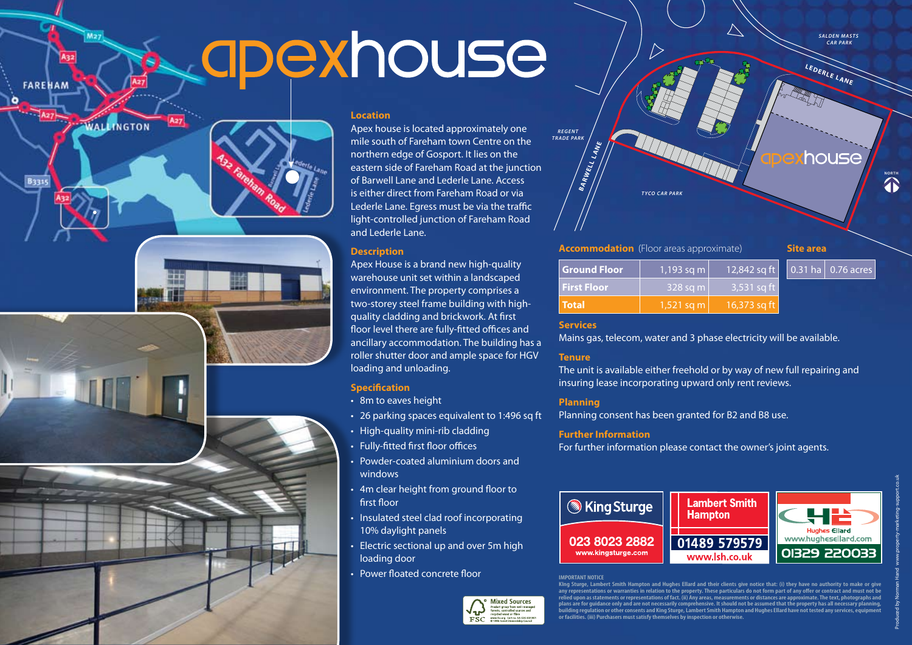# apexhouse

## Location

Apex house is located approximately one mile south of Fareham town Centre on the northern edge of Gosport. It lies on the eastern side of Fareham Road at the junction of Barwell Lane and Lederle Lane. Access is either direct from Fareham Road or via Lederle Lane. Egress must be via the traffic light-controlled junction of Fareham Road and Lederle Lane.

## Description

Apex House is a brand new high-quality warehouse unit set within a landscaped environment. The property comprises a two-storey steel frame building with high-quality cladding and brickwork. At first floor level there are fully-fitted offices and ancillary accommodation. The building has a roller shutter door and ample space for HGV loading and unloading.

## Specification

- 8m to eaves height
- 26 parking spaces equivalent to 1:496 sq ft
- High-quality mini-rib cladding
- Fully-fitted first floor offices
- Powder-coated aluminium doors and windows
- 4m clear height from ground floor to first floor
- Insulated steel clad roof incorporating 10% daylight panels
- Electric sectional up and over 5m high loading door
- Power floated concrete floor

## Accommodation (Floor areas approximate)

| | | |
|---|---|---|
| Ground Floor | 1,193 sq m | 12,842 sq ft |
| First Floor | 328 sq m | 3,531 sq ft |
| **Total** | 1,521 sq m | 16,373 sq ft |

## Site area

| | |
|---|---|
| 0.31 ha | 0.76 acres |

## Services

Mains gas, telecom, water and 3 phase electricity will be available.

## Tenure

The unit is available either freehold or by way of new full repairing and insuring lease incorporating upward only rent reviews.

## Planning

Planning consent has been granted for B2 and B8 use.

## Further Information

For further information please contact the owner's joint agents.

King Sturge
023 8023 2882
www.kingsturge.com

Lambert Smith Hampton
01489 579579
www.lsh.co.uk

Hughes Ellard
www.hughesellard.com
01329 220033

IMPORTANT NOTICE
King Sturge, Lambert Smith Hampton and Hughes Ellard and their clients give notice that: (i) they have no authority to make or give any representations or warranties in relation to the property. These particulars do not form part of any offer or contract and must not be relied upon as statements or representations of fact. (ii) Any areas, measurements or distances are approximate. The text, photographs and plans are for guidance only and are not necessarily comprehensive. It should not be assumed that the property has all necessary planning, building regulation or other consents and King Sturge, Lambert Smith Hampton and Hughes Ellard have not tested any services, equipment or facilities. (iii) Purchasers must satisfy themselves by inspection or otherwise.

Produced by Norman Hand www.property-marketing-support.co.uk